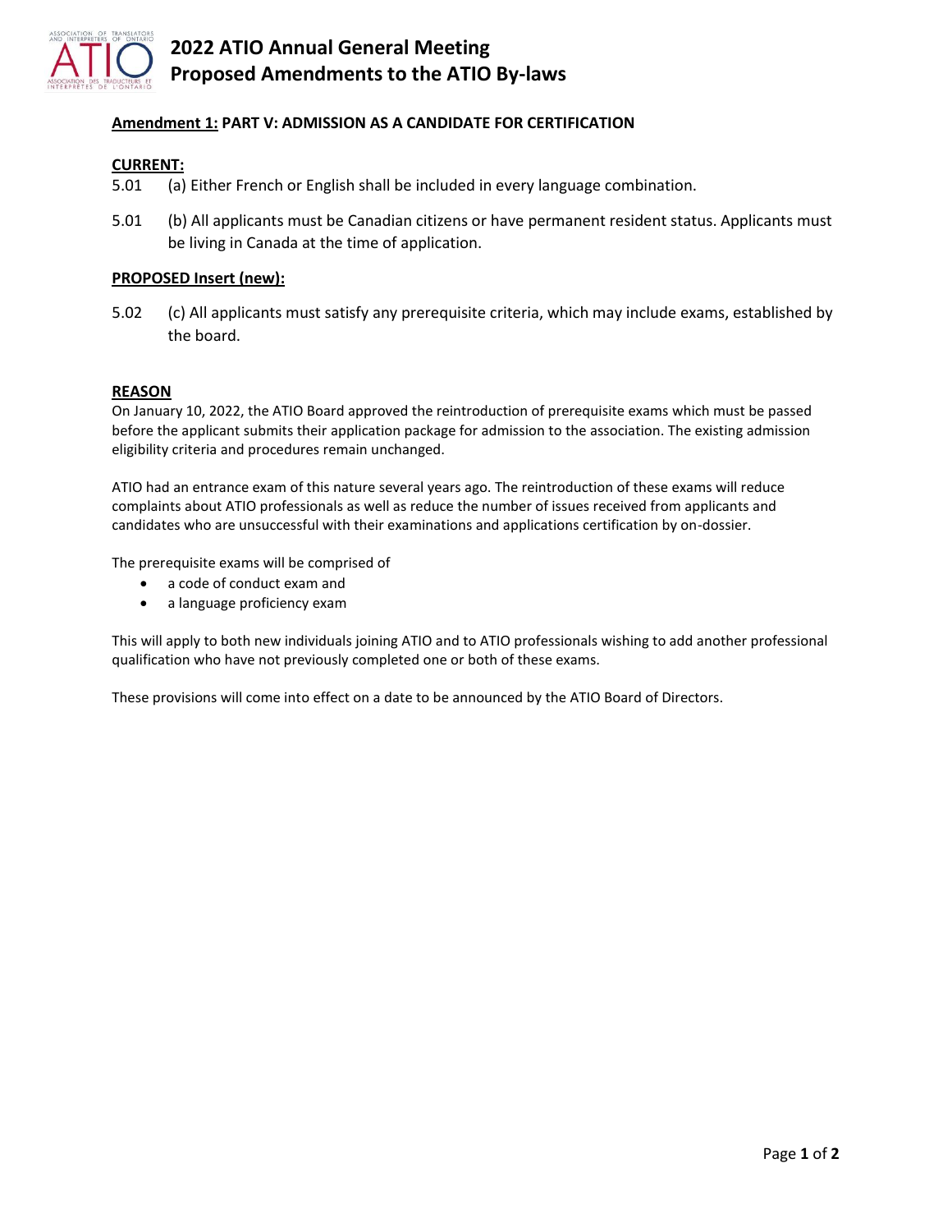# 2022 ATIO Annual General Meeting
# Proposed Amendments to the ATIO By-laws

**Amendment 1: PART V: ADMISSION AS A CANDIDATE FOR CERTIFICATION**

**CURRENT:**

5.01 (a) Either French or English shall be included in every language combination.

5.01 (b) All applicants must be Canadian citizens or have permanent resident status. Applicants must be living in Canada at the time of application.

**PROPOSED Insert (new):**

5.02 (c) All applicants must satisfy any prerequisite criteria, which may include exams, established by the board.

**REASON**

On January 10, 2022, the ATIO Board approved the reintroduction of prerequisite exams which must be passed before the applicant submits their application package for admission to the association. The existing admission eligibility criteria and procedures remain unchanged.

ATIO had an entrance exam of this nature several years ago. The reintroduction of these exams will reduce complaints about ATIO professionals as well as reduce the number of issues received from applicants and candidates who are unsuccessful with their examinations and applications certification by on-dossier.

The prerequisite exams will be comprised of

- a code of conduct exam and
- a language proficiency exam

This will apply to both new individuals joining ATIO and to ATIO professionals wishing to add another professional qualification who have not previously completed one or both of these exams.

These provisions will come into effect on a date to be announced by the ATIO Board of Directors.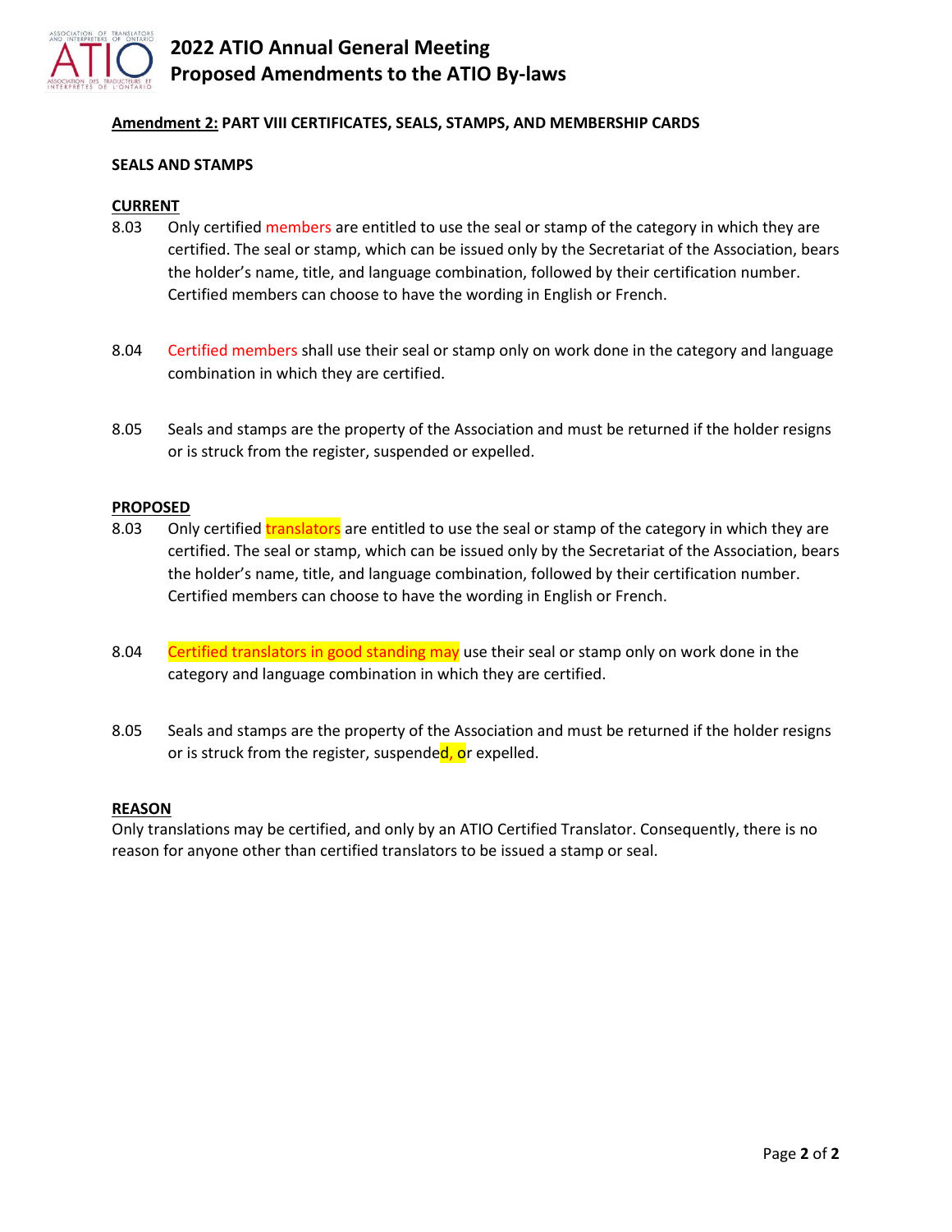# 2022 ATIO Annual General Meeting
# Proposed Amendments to the ATIO By-laws

**Amendment 2: PART VIII CERTIFICATES, SEALS, STAMPS, AND MEMBERSHIP CARDS**

**SEALS AND STAMPS**

**CURRENT**

8.03 Only certified members are entitled to use the seal or stamp of the category in which they are certified. The seal or stamp, which can be issued only by the Secretariat of the Association, bears the holder's name, title, and language combination, followed by their certification number. Certified members can choose to have the wording in English or French.

8.04 Certified members shall use their seal or stamp only on work done in the category and language combination in which they are certified.

8.05 Seals and stamps are the property of the Association and must be returned if the holder resigns or is struck from the register, suspended or expelled.

**PROPOSED**

8.03 Only certified translators are entitled to use the seal or stamp of the category in which they are certified. The seal or stamp, which can be issued only by the Secretariat of the Association, bears the holder's name, title, and language combination, followed by their certification number. Certified members can choose to have the wording in English or French.

8.04 Certified translators in good standing may use their seal or stamp only on work done in the category and language combination in which they are certified.

8.05 Seals and stamps are the property of the Association and must be returned if the holder resigns or is struck from the register, suspended, or expelled.

**REASON**

Only translations may be certified, and only by an ATIO Certified Translator. Consequently, there is no reason for anyone other than certified translators to be issued a stamp or seal.